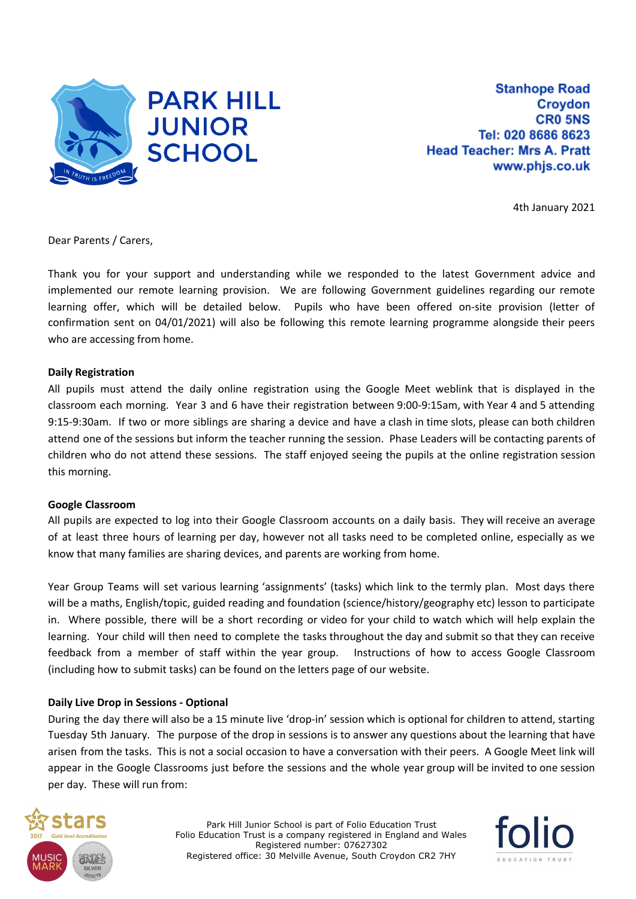# PARK HILL JUNIOR SCHOOL

Stanhope Road
Croydon
CR0 5NS
Tel: 020 8686 8623
Head Teacher: Mrs A. Pratt
www.phjs.co.uk

4th January 2021

Dear Parents / Carers,

Thank you for your support and understanding while we responded to the latest Government advice and implemented our remote learning provision. We are following Government guidelines regarding our remote learning offer, which will be detailed below. Pupils who have been offered on-site provision (letter of confirmation sent on 04/01/2021) will also be following this remote learning programme alongside their peers who are accessing from home.

**Daily Registration**

All pupils must attend the daily online registration using the Google Meet weblink that is displayed in the classroom each morning. Year 3 and 6 have their registration between 9:00-9:15am, with Year 4 and 5 attending 9:15-9:30am. If two or more siblings are sharing a device and have a clash in time slots, please can both children attend one of the sessions but inform the teacher running the session. Phase Leaders will be contacting parents of children who do not attend these sessions. The staff enjoyed seeing the pupils at the online registration session this morning.

**Google Classroom**

All pupils are expected to log into their Google Classroom accounts on a daily basis. They will receive an average of at least three hours of learning per day, however not all tasks need to be completed online, especially as we know that many families are sharing devices, and parents are working from home.

Year Group Teams will set various learning 'assignments' (tasks) which link to the termly plan. Most days there will be a maths, English/topic, guided reading and foundation (science/history/geography etc) lesson to participate in. Where possible, there will be a short recording or video for your child to watch which will help explain the learning. Your child will then need to complete the tasks throughout the day and submit so that they can receive feedback from a member of staff within the year group. Instructions of how to access Google Classroom (including how to submit tasks) can be found on the letters page of our website.

**Daily Live Drop in Sessions - Optional**

During the day there will also be a 15 minute live 'drop-in' session which is optional for children to attend, starting Tuesday 5th January. The purpose of the drop in sessions is to answer any questions about the learning that have arisen from the tasks. This is not a social occasion to have a conversation with their peers. A Google Meet link will appear in the Google Classrooms just before the sessions and the whole year group will be invited to one session per day. These will run from:

Park Hill Junior School is part of Folio Education Trust
Folio Education Trust is a company registered in England and Wales
Registered number: 07627302
Registered office: 30 Melville Avenue, South Croydon CR2 7HY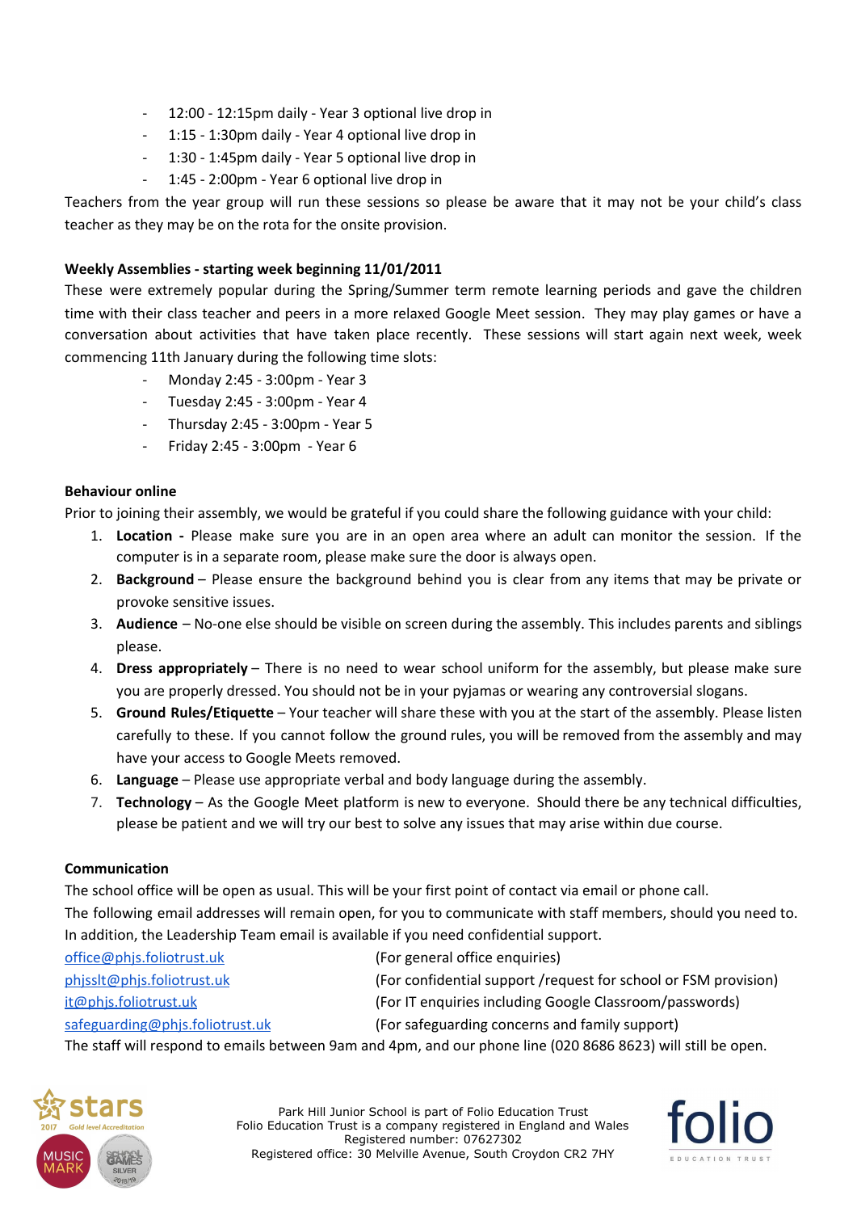- 12:00 - 12:15pm daily - Year 3 optional live drop in
- 1:15 - 1:30pm daily - Year 4 optional live drop in
- 1:30 - 1:45pm daily - Year 5 optional live drop in
- 1:45 - 2:00pm - Year 6 optional live drop in

Teachers from the year group will run these sessions so please be aware that it may not be your child's class teacher as they may be on the rota for the onsite provision.

**Weekly Assemblies - starting week beginning 11/01/2011**

These were extremely popular during the Spring/Summer term remote learning periods and gave the children time with their class teacher and peers in a more relaxed Google Meet session. They may play games or have a conversation about activities that have taken place recently. These sessions will start again next week, week commencing 11th January during the following time slots:

- Monday 2:45 - 3:00pm - Year 3
- Tuesday 2:45 - 3:00pm - Year 4
- Thursday 2:45 - 3:00pm - Year 5
- Friday 2:45 - 3:00pm - Year 6

**Behaviour online**

Prior to joining their assembly, we would be grateful if you could share the following guidance with your child:

1. **Location -** Please make sure you are in an open area where an adult can monitor the session. If the computer is in a separate room, please make sure the door is always open.
2. **Background** – Please ensure the background behind you is clear from any items that may be private or provoke sensitive issues.
3. **Audience** – No-one else should be visible on screen during the assembly. This includes parents and siblings please.
4. **Dress appropriately** – There is no need to wear school uniform for the assembly, but please make sure you are properly dressed. You should not be in your pyjamas or wearing any controversial slogans.
5. **Ground Rules/Etiquette** – Your teacher will share these with you at the start of the assembly. Please listen carefully to these. If you cannot follow the ground rules, you will be removed from the assembly and may have your access to Google Meets removed.
6. **Language** – Please use appropriate verbal and body language during the assembly.
7. **Technology** – As the Google Meet platform is new to everyone. Should there be any technical difficulties, please be patient and we will try our best to solve any issues that may arise within due course.

**Communication**

The school office will be open as usual. This will be your first point of contact via email or phone call.
The following email addresses will remain open, for you to communicate with staff members, should you need to. In addition, the Leadership Team email is available if you need confidential support.

office@phjs.foliotrust.uk (For general office enquiries)
phjsslt@phjs.foliotrust.uk (For confidential support /request for school or FSM provision)
it@phjs.foliotrust.uk (For IT enquiries including Google Classroom/passwords)
safeguarding@phjs.foliotrust.uk (For safeguarding concerns and family support)

The staff will respond to emails between 9am and 4pm, and our phone line (020 8686 8623) will still be open.

Park Hill Junior School is part of Folio Education Trust
Folio Education Trust is a company registered in England and Wales
Registered number: 07627302
Registered office: 30 Melville Avenue, South Croydon CR2 7HY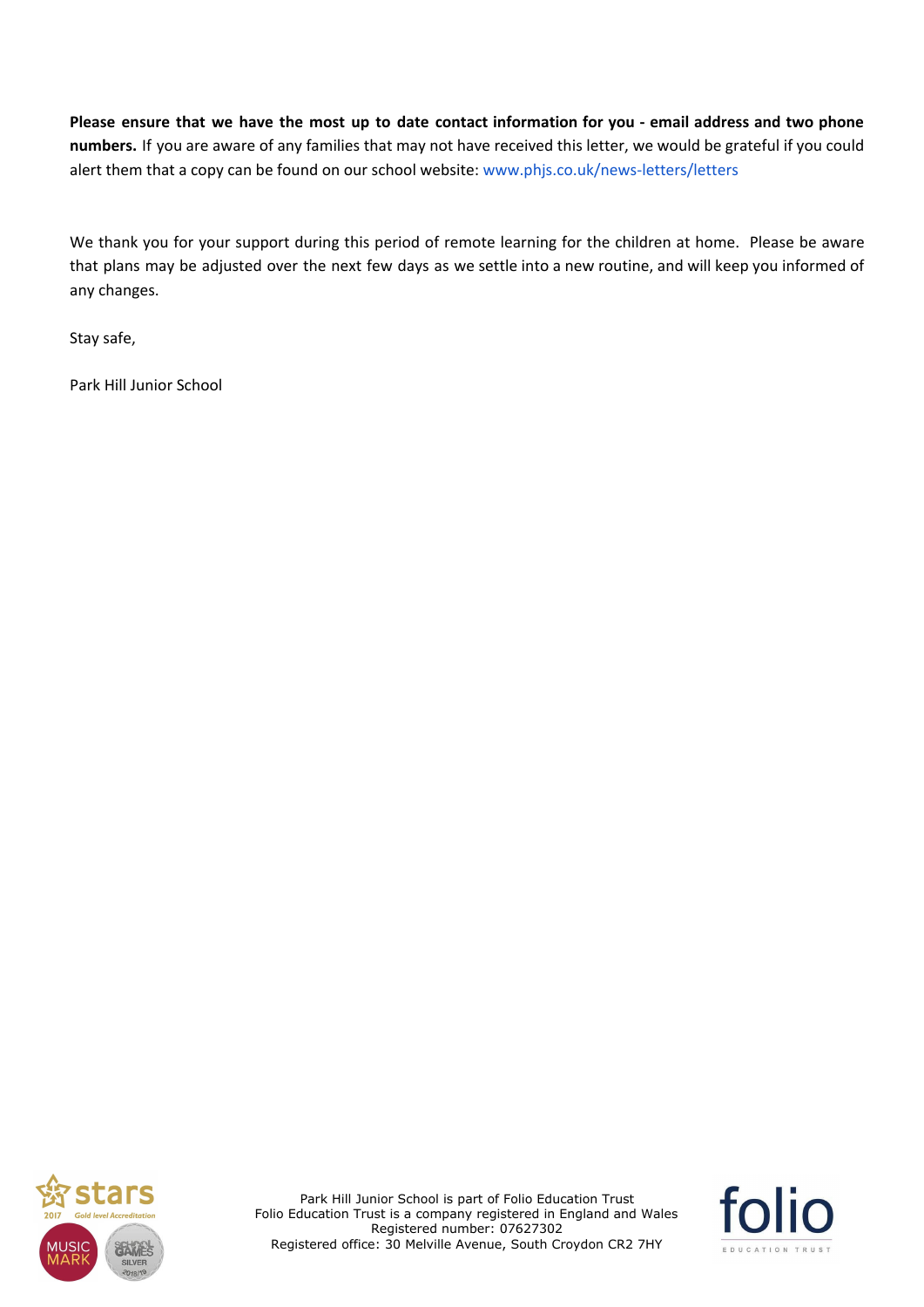**Please ensure that we have the most up to date contact information for you - email address and two phone numbers.** If you are aware of any families that may not have received this letter, we would be grateful if you could alert them that a copy can be found on our school website: www.phjs.co.uk/news-letters/letters

We thank you for your support during this period of remote learning for the children at home. Please be aware that plans may be adjusted over the next few days as we settle into a new routine, and will keep you informed of any changes.

Stay safe,

Park Hill Junior School